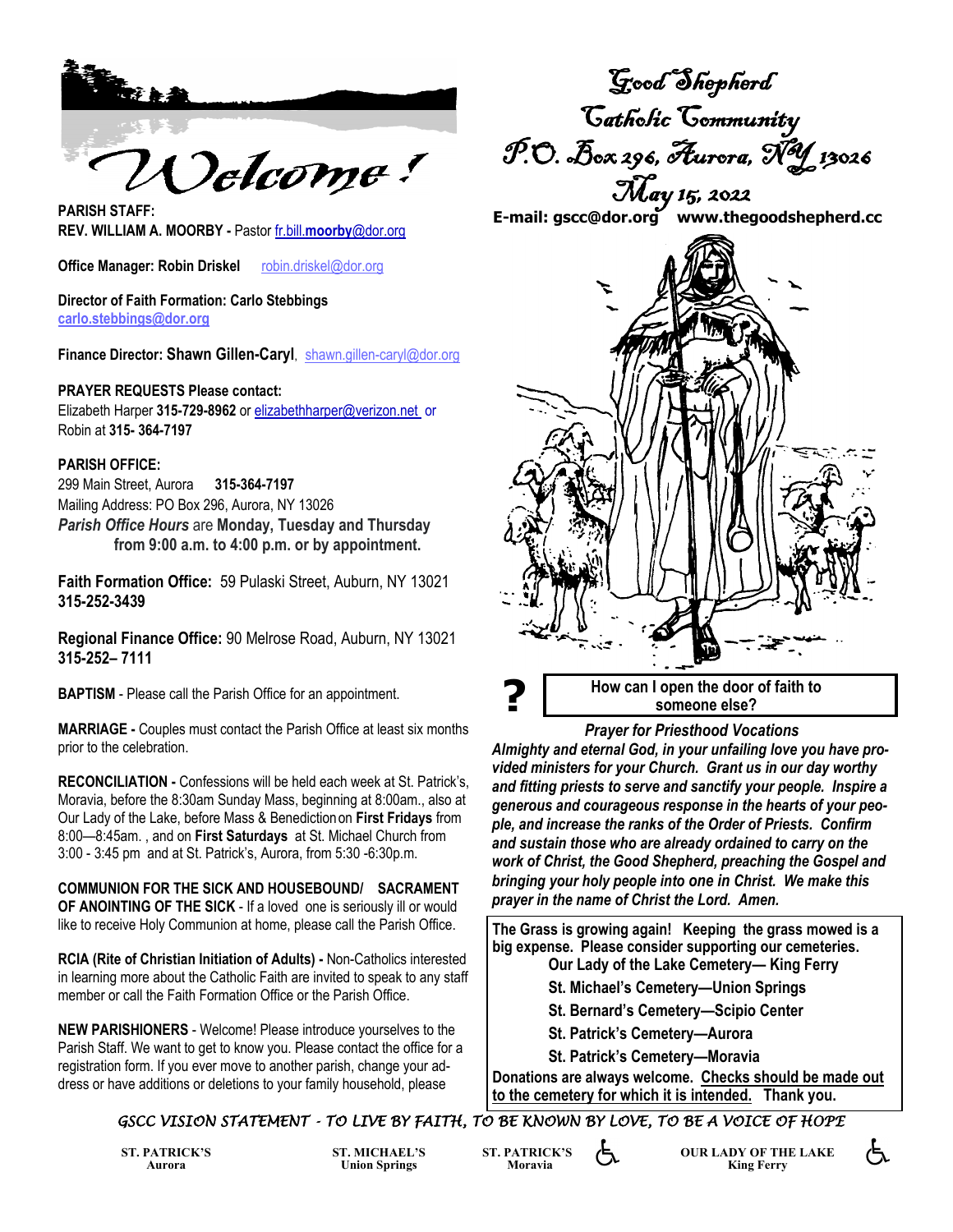# Welcome!

# Good Shepherd Catholic Community
## P.O. Box 296, Aurora, NY 13026
## May 15, 2022

**E-mail: gscc@dor.org www.thegoodshepherd.cc**

**PARISH STAFF:**
**REV. WILLIAM A. MOORBY -** Pastor fr.bill.moorby@dor.org

**Office Manager: Robin Driskel** robin.driskel@dor.org

**Director of Faith Formation: Carlo Stebbings**
**carlo.stebbings@dor.org**

**Finance Director: Shawn Gillen-Caryl**, shawn.gillen-caryl@dor.org

**PRAYER REQUESTS Please contact:**
Elizabeth Harper **315-729-8962** or elizabethharper@verizon.net or Robin at **315- 364-7197**

**PARISH OFFICE:**
299 Main Street, Aurora **315-364-7197**
Mailing Address: PO Box 296, Aurora, NY 13026
*Parish Office Hours* are **Monday, Tuesday and Thursday from 9:00 a.m. to 4:00 p.m. or by appointment.**

**Faith Formation Office:** 59 Pulaski Street, Auburn, NY 13021
**315-252-3439**

**Regional Finance Office:** 90 Melrose Road, Auburn, NY 13021
**315-252– 7111**

**BAPTISM** - Please call the Parish Office for an appointment.

**MARRIAGE -** Couples must contact the Parish Office at least six months prior to the celebration.

**RECONCILIATION -** Confessions will be held each week at St. Patrick's, Moravia, before the 8:30am Sunday Mass, beginning at 8:00am., also at Our Lady of the Lake, before Mass & Benediction on **First Fridays** from 8:00—8:45am. , and on **First Saturdays** at St. Michael Church from 3:00 - 3:45 pm and at St. Patrick's, Aurora, from 5:30 -6:30p.m.

**COMMUNION FOR THE SICK AND HOUSEBOUND/ SACRAMENT OF ANOINTING OF THE SICK** - If a loved one is seriously ill or would like to receive Holy Communion at home, please call the Parish Office.

**RCIA (Rite of Christian Initiation of Adults) -** Non-Catholics interested in learning more about the Catholic Faith are invited to speak to any staff member or call the Faith Formation Office or the Parish Office.

**NEW PARISHIONERS** - Welcome! Please introduce yourselves to the Parish Staff. We want to get to know you. Please contact the office for a registration form. If you ever move to another parish, change your address or have additions or deletions to your family household, please

**?** **How can I open the door of faith to someone else?**

***Prayer for Priesthood Vocations***

***Almighty and eternal God, in your unfailing love you have provided ministers for your Church. Grant us in our day worthy and fitting priests to serve and sanctify your people. Inspire a generous and courageous response in the hearts of your people, and increase the ranks of the Order of Priests. Confirm and sustain those who are already ordained to carry on the work of Christ, the Good Shepherd, preaching the Gospel and bringing your holy people into one in Christ. We make this prayer in the name of Christ the Lord. Amen.***

**The Grass is growing again! Keeping the grass mowed is a big expense. Please consider supporting our cemeteries.**

**Our Lady of the Lake Cemetery— King Ferry**
**St. Michael's Cemetery—Union Springs**
**St. Bernard's Cemetery—Scipio Center**
**St. Patrick's Cemetery—Aurora**
**St. Patrick's Cemetery—Moravia**

**Donations are always welcome. Checks should be made out to the cemetery for which it is intended. Thank you.**

*GSCC VISION STATEMENT - TO LIVE BY FAITH, TO BE KNOWN BY LOVE, TO BE A VOICE OF HOPE*

**ST. PATRICK'S** Aurora | **ST. MICHAEL'S** Union Springs | **ST. PATRICK'S** Moravia | **OUR LADY OF THE LAKE** King Ferry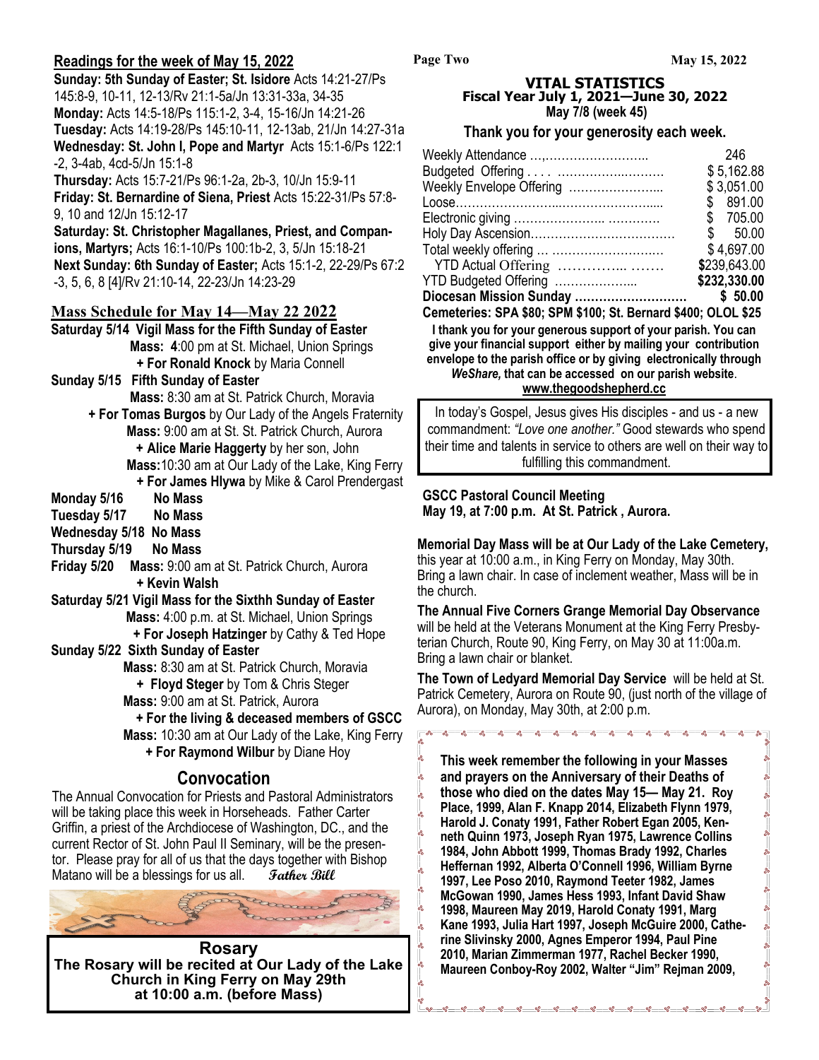## Readings for the week of May 15, 2022

**Sunday: 5th Sunday of Easter; St. Isidore** Acts 14:21-27/Ps 145:8-9, 10-11, 12-13/Rv 21:1-5a/Jn 13:31-33a, 34-35
**Monday:** Acts 14:5-18/Ps 115:1-2, 3-4, 15-16/Jn 14:21-26
**Tuesday:** Acts 14:19-28/Ps 145:10-11, 12-13ab, 21/Jn 14:27-31a
**Wednesday: St. John I, Pope and Martyr** Acts 15:1-6/Ps 122:1-2, 3-4ab, 4cd-5/Jn 15:1-8
**Thursday:** Acts 15:7-21/Ps 96:1-2a, 2b-3, 10/Jn 15:9-11
**Friday: St. Bernardine of Siena, Priest** Acts 15:22-31/Ps 57:8-9, 10 and 12/Jn 15:12-17
**Saturday: St. Christopher Magallanes, Priest, and Companions, Martyrs;** Acts 16:1-10/Ps 100:1b-2, 3, 5/Jn 15:18-21
**Next Sunday: 6th Sunday of Easter;** Acts 15:1-2, 22-29/Ps 67:2-3, 5, 6, 8 [4]/Rv 21:10-14, 22-23/Jn 14:23-29

## Mass Schedule for May 14—May 22 2022

**Saturday 5/14 Vigil Mass for the Fifth Sunday of Easter**
**Mass: 4**:00 pm at St. Michael, Union Springs
**+ For Ronald Knock** by Maria Connell

**Sunday 5/15 Fifth Sunday of Easter**
**Mass:** 8:30 am at St. Patrick Church, Moravia
**+ For Tomas Burgos** by Our Lady of the Angels Fraternity
**Mass:** 9:00 am at St. St. Patrick Church, Aurora
**+ Alice Marie Haggerty** by her son, John
**Mass:**10:30 am at Our Lady of the Lake, King Ferry
**+ For James Hlywa** by Mike & Carol Prendergast

**Monday 5/16 No Mass**
**Tuesday 5/17 No Mass**
**Wednesday 5/18 No Mass**
**Thursday 5/19 No Mass**
**Friday 5/20 Mass:** 9:00 am at St. Patrick Church, Aurora
**+ Kevin Walsh**

**Saturday 5/21 Vigil Mass for the Sixthh Sunday of Easter**
**Mass:** 4:00 p.m. at St. Michael, Union Springs
**+ For Joseph Hatzinger** by Cathy & Ted Hope

**Sunday 5/22 Sixth Sunday of Easter**
**Mass:** 8:30 am at St. Patrick Church, Moravia
**+ Floyd Steger** by Tom & Chris Steger
**Mass:** 9:00 am at St. Patrick, Aurora
**+ For the living & deceased members of GSCC**
**Mass:** 10:30 am at Our Lady of the Lake, King Ferry
**+ For Raymond Wilbur** by Diane Hoy

## Convocation

The Annual Convocation for Priests and Pastoral Administrators will be taking place this week in Horseheads. Father Carter Griffin, a priest of the Archdiocese of Washington, DC., and the current Rector of St. John Paul II Seminary, will be the presentor. Please pray for all of us that the days together with Bishop Matano will be a blessings for us all. *Father Bill*

## Rosary

**The Rosary will be recited at Our Lady of the Lake Church in King Ferry on May 29th at 10:00 a.m. (before Mass)**

## VITAL STATISTICS
**Fiscal Year July 1, 2021—June 30, 2022**
**May 7/8 (week 45)**

**Thank you for your generosity each week.**

| | |
|---|---|
| Weekly Attendance | 246 |
| Budgeted Offering | $ 5,162.88 |
| Weekly Envelope Offering | $ 3,051.00 |
| Loose | $ 891.00 |
| Electronic giving | $ 705.00 |
| Holy Day Ascension | $ 50.00 |
| Total weekly offering | $ 4,697.00 |
| YTD Actual Offering | **$**239,643.00 |
| YTD Budgeted Offering | **$232,330.00** |
| **Diocesan Mission Sunday** | **$ 50.00** |

**Cemeteries: SPA $80; SPM $100; St. Bernard $400; OLOL $25**

**I thank you for your generous support of your parish. You can give your financial support either by mailing your contribution envelope to the parish office or by giving electronically through *WeShare,* that can be accessed on our parish website.**
**www.thegoodshepherd.cc**

In today's Gospel, Jesus gives His disciples - and us - a new commandment: *"Love one another."* Good stewards who spend their time and talents in service to others are well on their way to fulfilling this commandment.

**GSCC Pastoral Council Meeting**
**May 19, at 7:00 p.m. At St. Patrick , Aurora.**

**Memorial Day Mass will be at Our Lady of the Lake Cemetery,** this year at 10:00 a.m., in King Ferry on Monday, May 30th. Bring a lawn chair. In case of inclement weather, Mass will be in the church.

**The Annual Five Corners Grange Memorial Day Observance** will be held at the Veterans Monument at the King Ferry Presbyterian Church, Route 90, King Ferry, on May 30 at 11:00a.m. Bring a lawn chair or blanket.

**The Town of Ledyard Memorial Day Service** will be held at St. Patrick Cemetery, Aurora on Route 90, (just north of the village of Aurora), on Monday, May 30th, at 2:00 p.m.

**This week remember the following in your Masses and prayers on the Anniversary of their Deaths of those who died on the dates May 15— May 21. Roy Place, 1999, Alan F. Knapp 2014, Elizabeth Flynn 1979, Harold J. Conaty 1991, Father Robert Egan 2005, Kenneth Quinn 1973, Joseph Ryan 1975, Lawrence Collins 1984, John Abbott 1999, Thomas Brady 1992, Charles Heffernan 1992, Alberta O'Connell 1996, William Byrne 1997, Lee Poso 2010, Raymond Teeter 1982, James McGowan 1990, James Hess 1993, Infant David Shaw 1998, Maureen May 2019, Harold Conaty 1991, Marg Kane 1993, Julia Hart 1997, Joseph McGuire 2000, Catherine Slivinsky 2000, Agnes Emperor 1994, Paul Pine 2010, Marian Zimmerman 1977, Rachel Becker 1990, Maureen Conboy-Roy 2002, Walter "Jim" Rejman 2009,**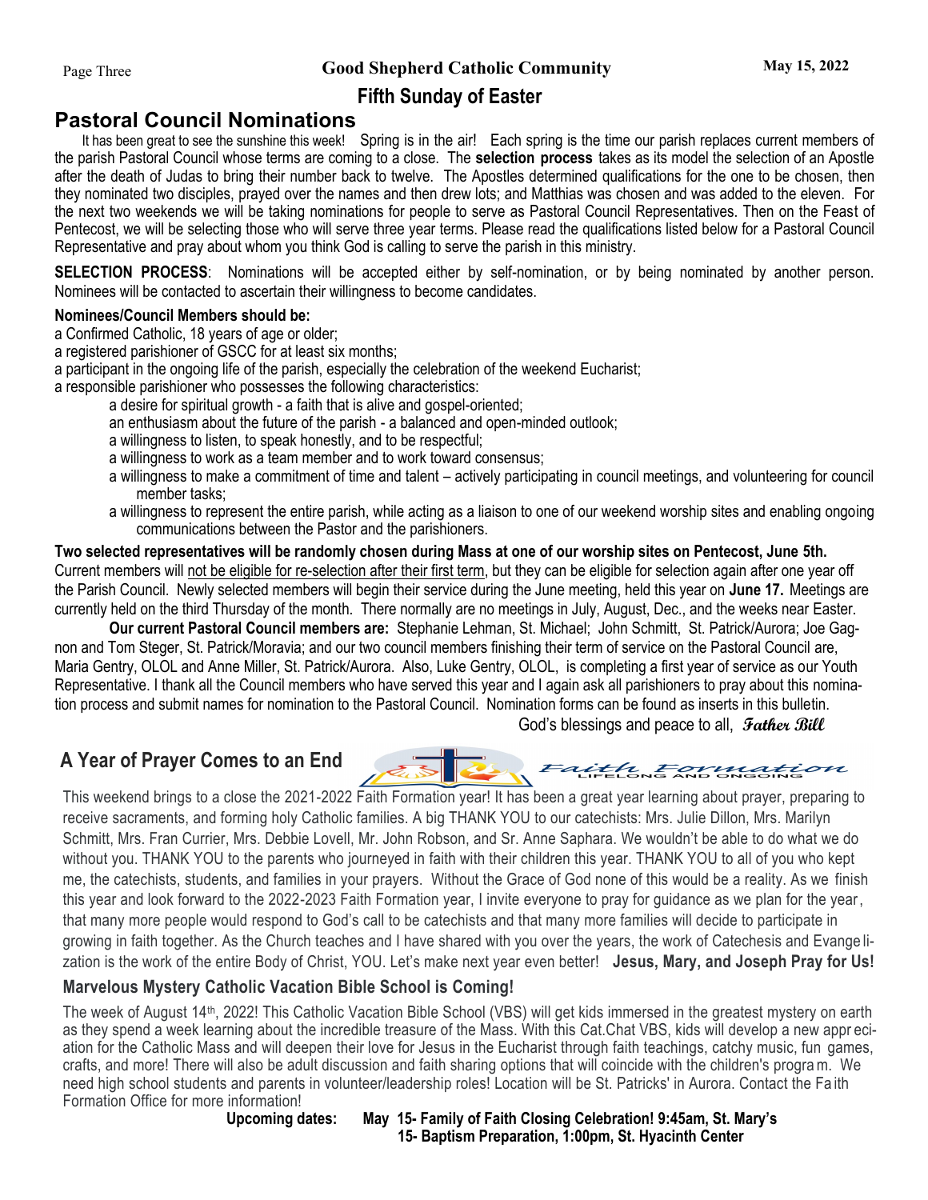## Fifth Sunday of Easter

## Pastoral Council Nominations

It has been great to see the sunshine this week! Spring is in the air! Each spring is the time our parish replaces current members of the parish Pastoral Council whose terms are coming to a close. The **selection process** takes as its model the selection of an Apostle after the death of Judas to bring their number back to twelve. The Apostles determined qualifications for the one to be chosen, then they nominated two disciples, prayed over the names and then drew lots; and Matthias was chosen and was added to the eleven. For the next two weekends we will be taking nominations for people to serve as Pastoral Council Representatives. Then on the Feast of Pentecost, we will be selecting those who will serve three year terms. Please read the qualifications listed below for a Pastoral Council Representative and pray about whom you think God is calling to serve the parish in this ministry.

**SELECTION PROCESS**: Nominations will be accepted either by self-nomination, or by being nominated by another person. Nominees will be contacted to ascertain their willingness to become candidates.

**Nominees/Council Members should be:**

a Confirmed Catholic, 18 years of age or older;
a registered parishioner of GSCC for at least six months;
a participant in the ongoing life of the parish, especially the celebration of the weekend Eucharist;
a responsible parishioner who possesses the following characteristics:

- a desire for spiritual growth - a faith that is alive and gospel-oriented;
- an enthusiasm about the future of the parish - a balanced and open-minded outlook;
- a willingness to listen, to speak honestly, and to be respectful;
- a willingness to work as a team member and to work toward consensus;
- a willingness to make a commitment of time and talent – actively participating in council meetings, and volunteering for council member tasks;
- a willingness to represent the entire parish, while acting as a liaison to one of our weekend worship sites and enabling ongoing communications between the Pastor and the parishioners.

**Two selected representatives will be randomly chosen during Mass at one of our worship sites on Pentecost, June 5th.** Current members will not be eligible for re-selection after their first term, but they can be eligible for selection again after one year off the Parish Council. Newly selected members will begin their service during the June meeting, held this year on **June 17.** Meetings are currently held on the third Thursday of the month. There normally are no meetings in July, August, Dec., and the weeks near Easter.

**Our current Pastoral Council members are:** Stephanie Lehman, St. Michael; John Schmitt, St. Patrick/Aurora; Joe Gagnon and Tom Steger, St. Patrick/Moravia; and our two council members finishing their term of service on the Pastoral Council are, Maria Gentry, OLOL and Anne Miller, St. Patrick/Aurora. Also, Luke Gentry, OLOL, is completing a first year of service as our Youth Representative. I thank all the Council members who have served this year and I again ask all parishioners to pray about this nomination process and submit names for nomination to the Pastoral Council. Nomination forms can be found as inserts in this bulletin.

God's blessings and peace to all, ***Father Bill***

## A Year of Prayer Comes to an End

Faith Formation
LIFELONG AND ONGOING

This weekend brings to a close the 2021-2022 Faith Formation year! It has been a great year learning about prayer, preparing to receive sacraments, and forming holy Catholic families. A big THANK YOU to our catechists: Mrs. Julie Dillon, Mrs. Marilyn Schmitt, Mrs. Fran Currier, Mrs. Debbie Lovell, Mr. John Robson, and Sr. Anne Saphara. We wouldn't be able to do what we do without you. THANK YOU to the parents who journeyed in faith with their children this year. THANK YOU to all of you who kept me, the catechists, students, and families in your prayers. Without the Grace of God none of this would be a reality. As we finish this year and look forward to the 2022-2023 Faith Formation year, I invite everyone to pray for guidance as we plan for the year, that many more people would respond to God's call to be catechists and that many more families will decide to participate in growing in faith together. As the Church teaches and I have shared with you over the years, the work of Catechesis and Evangelization is the work of the entire Body of Christ, YOU. Let's make next year even better! **Jesus, Mary, and Joseph Pray for Us!**

### Marvelous Mystery Catholic Vacation Bible School is Coming!

The week of August 14th, 2022! This Catholic Vacation Bible School (VBS) will get kids immersed in the greatest mystery on earth as they spend a week learning about the incredible treasure of the Mass. With this Cat.Chat VBS, kids will develop a new appreciation for the Catholic Mass and will deepen their love for Jesus in the Eucharist through faith teachings, catchy music, fun games, crafts, and more! There will also be adult discussion and faith sharing options that will coincide with the children's program. We need high school students and parents in volunteer/leadership roles! Location will be St. Patricks' in Aurora. Contact the Faith Formation Office for more information!

**Upcoming dates: May 15- Family of Faith Closing Celebration! 9:45am, St. Mary's**
**15- Baptism Preparation, 1:00pm, St. Hyacinth Center**